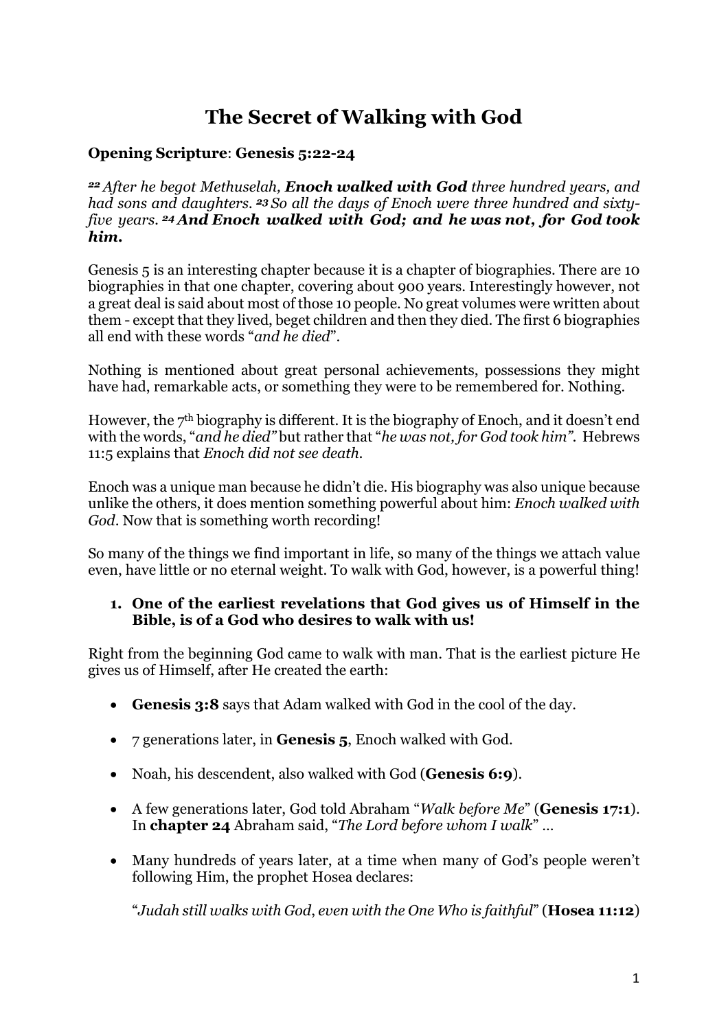# The Secret of Walking with God

**Opening Scripture**: **Genesis 5:22-24**

***22*** *After he begot Methuselah,* ***Enoch walked with God*** *three hundred years, and had sons and daughters.* ***23*** *So all the days of Enoch were three hundred and sixty-five years.* ***24 And Enoch walked with God; and he was not, for God took him.***

Genesis 5 is an interesting chapter because it is a chapter of biographies. There are 10 biographies in that one chapter, covering about 900 years. Interestingly however, not a great deal is said about most of those 10 people. No great volumes were written about them - except that they lived, beget children and then they died. The first 6 biographies all end with these words "*and he died*".

Nothing is mentioned about great personal achievements, possessions they might have had, remarkable acts, or something they were to be remembered for. Nothing.

However, the 7th biography is different. It is the biography of Enoch, and it doesn't end with the words, "*and he died"* but rather that "*he was not, for God took him"*. Hebrews 11:5 explains that *Enoch did not see death*.

Enoch was a unique man because he didn't die. His biography was also unique because unlike the others, it does mention something powerful about him: *Enoch walked with God*. Now that is something worth recording!

So many of the things we find important in life, so many of the things we attach value even, have little or no eternal weight. To walk with God, however, is a powerful thing!

1. **One of the earliest revelations that God gives us of Himself in the Bible, is of a God who desires to walk with us!**

Right from the beginning God came to walk with man. That is the earliest picture He gives us of Himself, after He created the earth:

- **Genesis 3:8** says that Adam walked with God in the cool of the day.
- 7 generations later, in **Genesis 5**, Enoch walked with God.
- Noah, his descendent, also walked with God (**Genesis 6:9**).
- A few generations later, God told Abraham "*Walk before Me*" (**Genesis 17:1**). In **chapter 24** Abraham said, "*The Lord before whom I walk*" …
- Many hundreds of years later, at a time when many of God's people weren't following Him, the prophet Hosea declares:

  "*Judah still walks with God, even with the One Who is faithful*" (**Hosea 11:12**)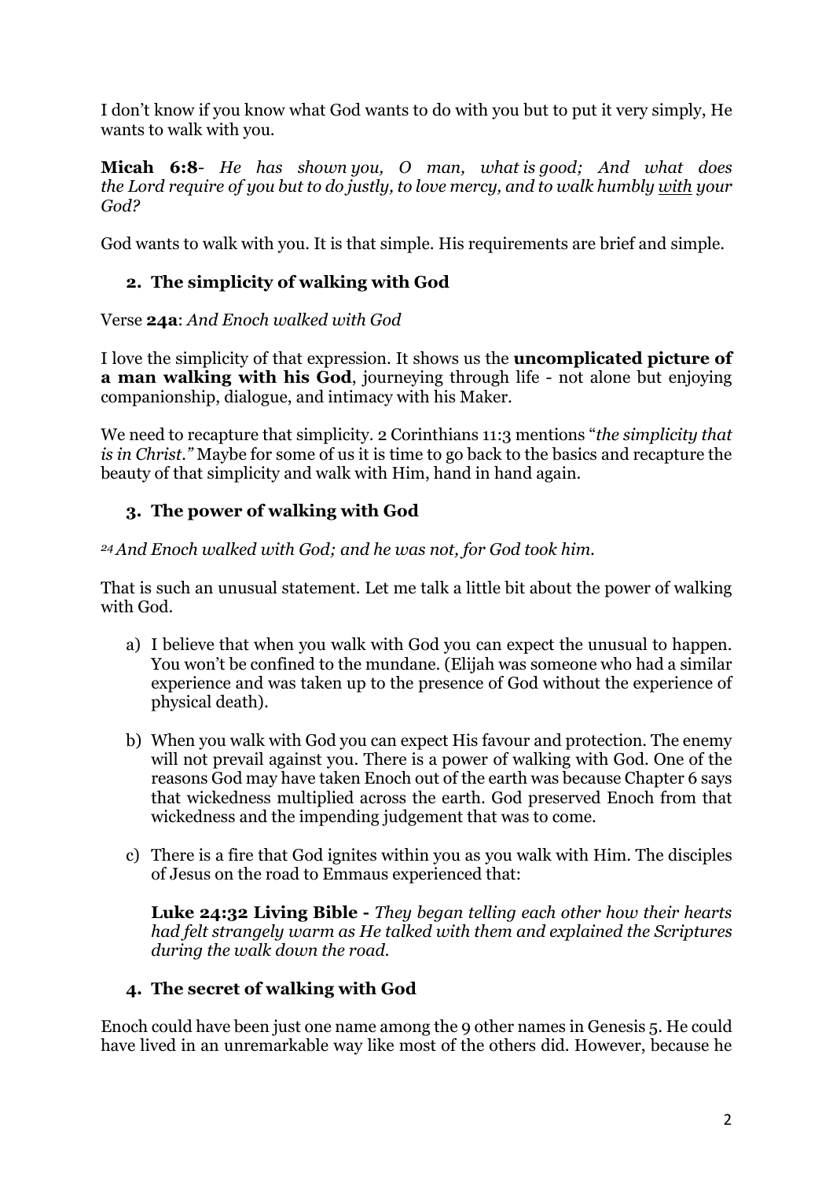I don't know if you know what God wants to do with you but to put it very simply, He wants to walk with you.

**Micah 6:8**- *He has shown you, O man, what is good; And what does the Lord require of you but to do justly, to love mercy, and to walk humbly* *<u>with</u>* *your God?*

God wants to walk with you. It is that simple. His requirements are brief and simple.

## 2. The simplicity of walking with God

Verse **24a**: *And Enoch walked with God*

I love the simplicity of that expression. It shows us the **uncomplicated picture of a man walking with his God**, journeying through life - not alone but enjoying companionship, dialogue, and intimacy with his Maker.

We need to recapture that simplicity. 2 Corinthians 11:3 mentions "*the simplicity that is in Christ."* Maybe for some of us it is time to go back to the basics and recapture the beauty of that simplicity and walk with Him, hand in hand again.

## 3. The power of walking with God

*24 And Enoch walked with God; and he was not, for God took him.*

That is such an unusual statement. Let me talk a little bit about the power of walking with God.

a) I believe that when you walk with God you can expect the unusual to happen. You won't be confined to the mundane. (Elijah was someone who had a similar experience and was taken up to the presence of God without the experience of physical death).

b) When you walk with God you can expect His favour and protection. The enemy will not prevail against you. There is a power of walking with God. One of the reasons God may have taken Enoch out of the earth was because Chapter 6 says that wickedness multiplied across the earth. God preserved Enoch from that wickedness and the impending judgement that was to come.

c) There is a fire that God ignites within you as you walk with Him. The disciples of Jesus on the road to Emmaus experienced that:

   **Luke 24:32 Living Bible -** *They began telling each other how their hearts had felt strangely warm as He talked with them and explained the Scriptures during the walk down the road.*

## 4. The secret of walking with God

Enoch could have been just one name among the 9 other names in Genesis 5. He could have lived in an unremarkable way like most of the others did. However, because he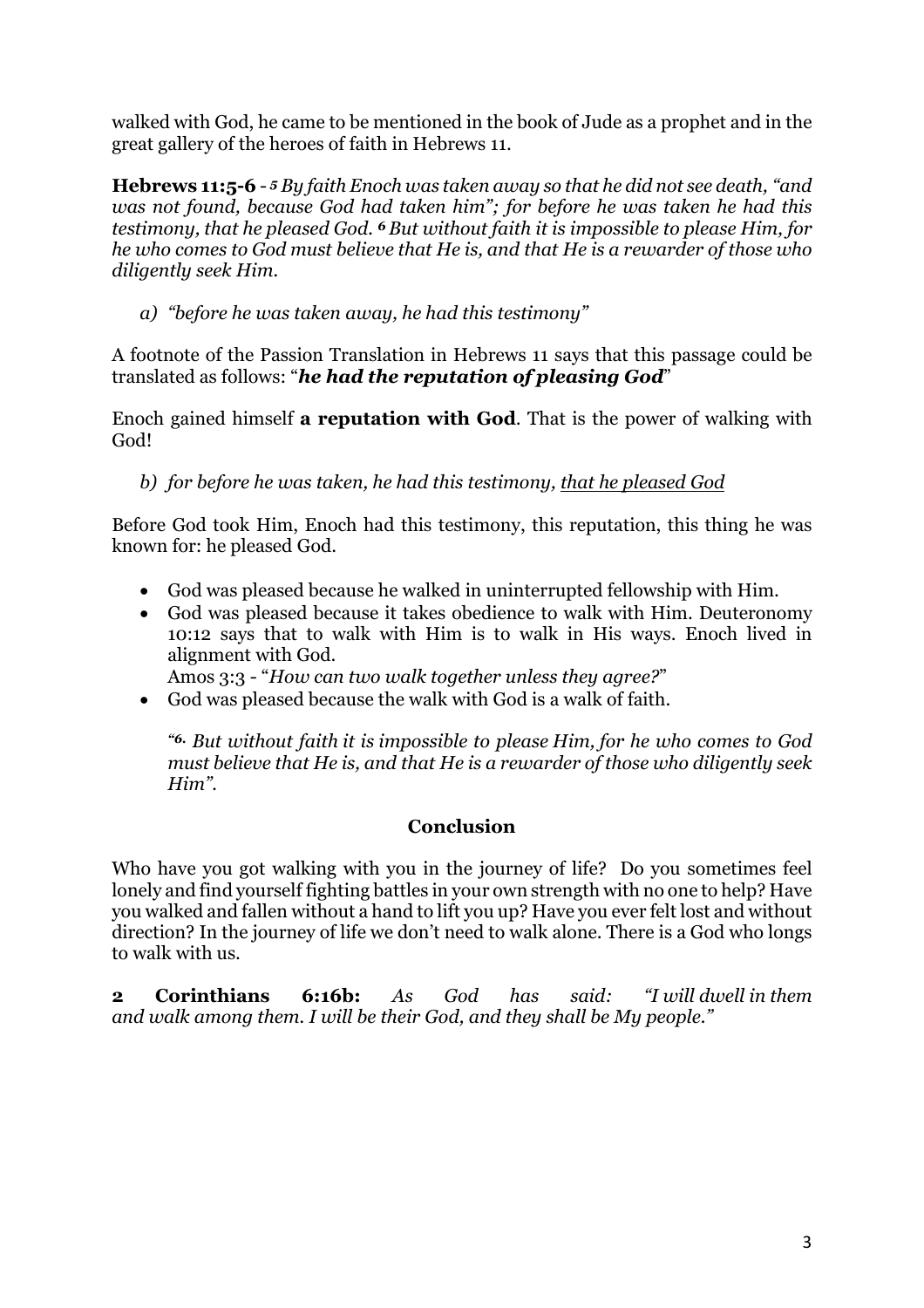walked with God, he came to be mentioned in the book of Jude as a prophet and in the great gallery of the heroes of faith in Hebrews 11.

**Hebrews 11:5-6** - *[5] By faith Enoch was taken away so that he did not see death, "and was not found, because God had taken him"; for before he was taken he had this testimony, that he pleased God. [6] But without faith it is impossible to please Him, for he who comes to God must believe that He is, and that He is a rewarder of those who diligently seek Him.*

a) *"before he was taken away, he had this testimony"*

A footnote of the Passion Translation in Hebrews 11 says that this passage could be translated as follows: "***he had the reputation of pleasing God***"

Enoch gained himself **a reputation with God**. That is the power of walking with God!

b) *for before he was taken, he had this testimony, <u>that he pleased God</u>*

Before God took Him, Enoch had this testimony, this reputation, this thing he was known for: he pleased God.

- God was pleased because he walked in uninterrupted fellowship with Him.
- God was pleased because it takes obedience to walk with Him. Deuteronomy 10:12 says that to walk with Him is to walk in His ways. Enoch lived in alignment with God.
  Amos 3:3 - "*How can two walk together unless they agree?*"
- God was pleased because the walk with God is a walk of faith.

  *"[6.] But without faith it is impossible to please Him, for he who comes to God must believe that He is, and that He is a rewarder of those who diligently seek Him".*

## Conclusion

Who have you got walking with you in the journey of life? Do you sometimes feel lonely and find yourself fighting battles in your own strength with no one to help? Have you walked and fallen without a hand to lift you up? Have you ever felt lost and without direction? In the journey of life we don't need to walk alone. There is a God who longs to walk with us.

**2 Corinthians 6:16b:** *As God has said: "I will dwell in them and walk among them. I will be their God, and they shall be My people."*